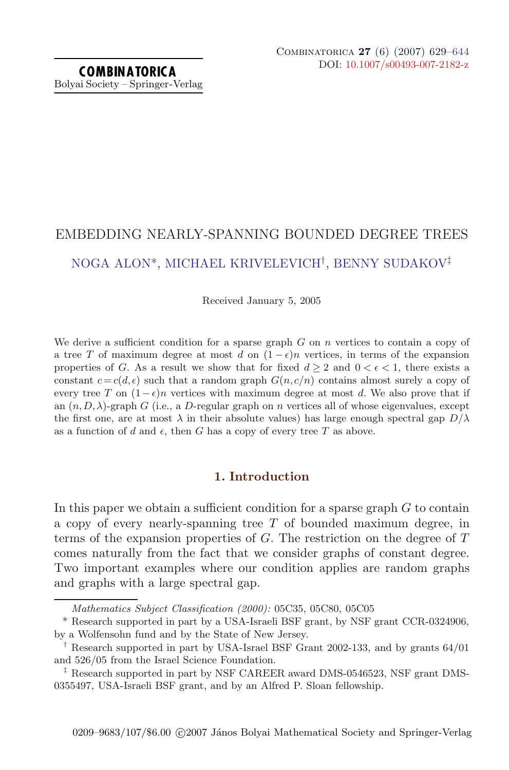# EMBEDDING NEARLY-SPANNING BOUNDED DEGREE TREES

NOGA ALON*, MICHAEL KRIVELEVICH†, BENNY SUDAKOV‡

Received January 5, 2005

We derive a sufficient condition for a sparse graph $G$ on $n$ vertices to contain a copy of a tree $T$ of maximum degree at most $d$ on $(1-\epsilon)n$ vertices, in terms of the expansion properties of $G$. As a result we show that for fixed $d \geq 2$ and $0 < \epsilon < 1$, there exists a constant $c = c(d,\epsilon)$ such that a random graph $G(n,c/n)$ contains almost surely a copy of every tree $T$ on $(1-\epsilon)n$ vertices with maximum degree at most $d$. We also prove that if an $(n,D,\lambda)$-graph $G$ (i.e., a $D$-regular graph on $n$ vertices all of whose eigenvalues, except the first one, are at most $\lambda$ in their absolute values) has large enough spectral gap $D/\lambda$ as a function of $d$ and $\epsilon$, then $G$ has a copy of every tree $T$ as above.

## 1. Introduction

In this paper we obtain a sufficient condition for a sparse graph $G$ to contain a copy of every nearly-spanning tree $T$ of bounded maximum degree, in terms of the expansion properties of $G$. The restriction on the degree of $T$ comes naturally from the fact that we consider graphs of constant degree. Two important examples where our condition applies are random graphs and graphs with a large spectral gap.

*Mathematics Subject Classification (2000):* 05C35, 05C80, 05C05

\* Research supported in part by a USA-Israeli BSF grant, by NSF grant CCR-0324906, by a Wolfensohn fund and by the State of New Jersey.

† Research supported in part by USA-Israel BSF Grant 2002-133, and by grants 64/01 and 526/05 from the Israel Science Foundation.

‡ Research supported in part by NSF CAREER award DMS-0546523, NSF grant DMS-0355497, USA-Israeli BSF grant, and by an Alfred P. Sloan fellowship.

0209–9683/107/$6.00 ©2007 János Bolyai Mathematical Society and Springer-Verlag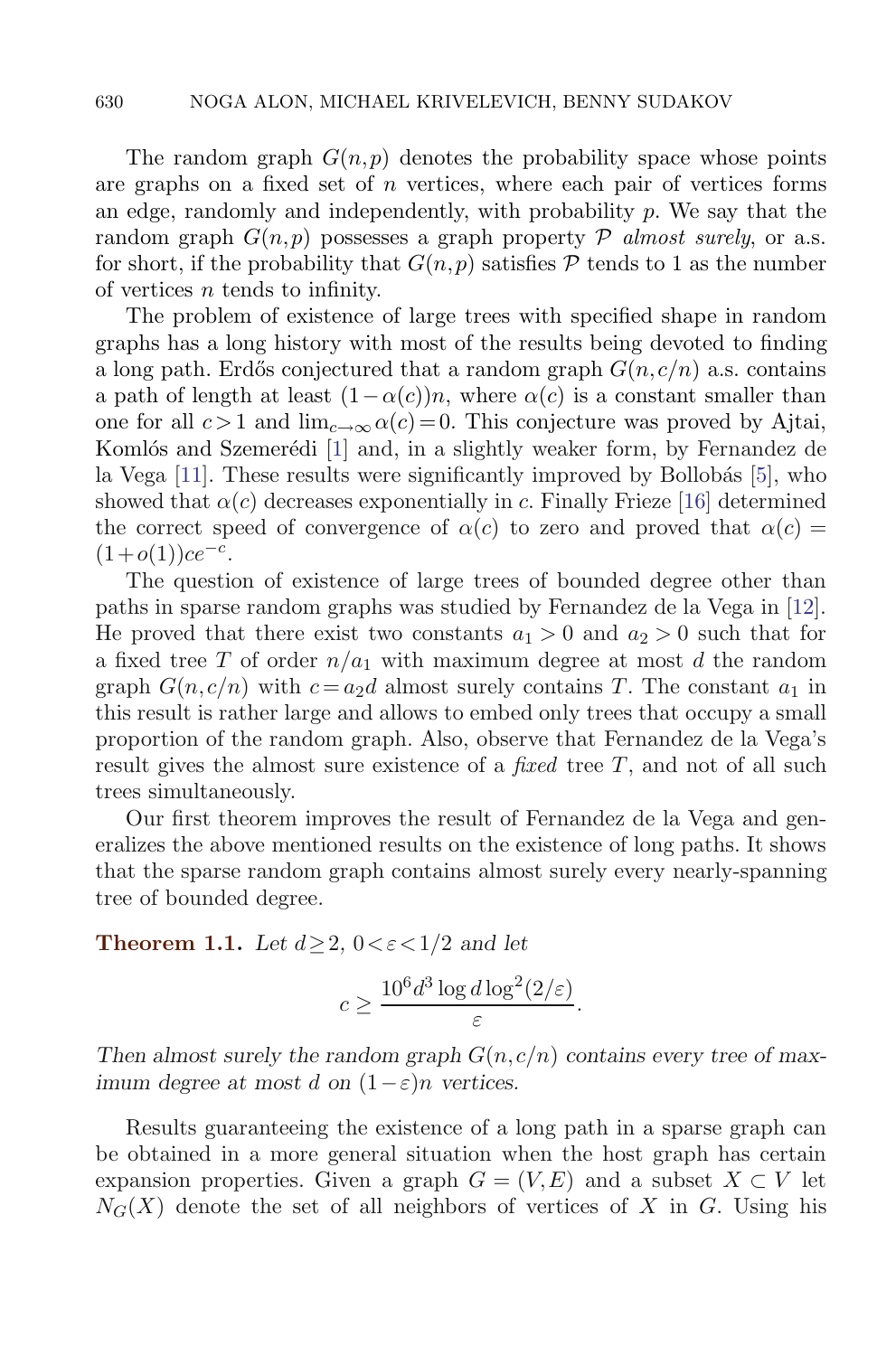The random graph $G(n,p)$ denotes the probability space whose points are graphs on a fixed set of $n$ vertices, where each pair of vertices forms an edge, randomly and independently, with probability $p$. We say that the random graph $G(n,p)$ possesses a graph property $\mathcal{P}$ *almost surely*, or a.s. for short, if the probability that $G(n,p)$ satisfies $\mathcal{P}$ tends to 1 as the number of vertices $n$ tends to infinity.

The problem of existence of large trees with specified shape in random graphs has a long history with most of the results being devoted to finding a long path. Erdős conjectured that a random graph $G(n,c/n)$ a.s. contains a path of length at least $(1-\alpha(c))n$, where $\alpha(c)$ is a constant smaller than one for all $c>1$ and $\lim_{c\to\infty}\alpha(c)=0$. This conjecture was proved by Ajtai, Komlós and Szemerédi [1] and, in a slightly weaker form, by Fernandez de la Vega [11]. These results were significantly improved by Bollobás [5], who showed that $\alpha(c)$ decreases exponentially in $c$. Finally Frieze [16] determined the correct speed of convergence of $\alpha(c)$ to zero and proved that $\alpha(c) = (1+o(1))ce^{-c}$.

The question of existence of large trees of bounded degree other than paths in sparse random graphs was studied by Fernandez de la Vega in [12]. He proved that there exist two constants $a_1>0$ and $a_2>0$ such that for a fixed tree $T$ of order $n/a_1$ with maximum degree at most $d$ the random graph $G(n,c/n)$ with $c=a_2d$ almost surely contains $T$. The constant $a_1$ in this result is rather large and allows to embed only trees that occupy a small proportion of the random graph. Also, observe that Fernandez de la Vega's result gives the almost sure existence of a *fixed* tree $T$, and not of all such trees simultaneously.

Our first theorem improves the result of Fernandez de la Vega and generalizes the above mentioned results on the existence of long paths. It shows that the sparse random graph contains almost surely every nearly-spanning tree of bounded degree.

**Theorem 1.1.** *Let $d\geq 2$, $0<\varepsilon<1/2$ and let*

$$c \geq \frac{10^6 d^3 \log d \log^2(2/\varepsilon)}{\varepsilon}.$$

*Then almost surely the random graph $G(n,c/n)$ contains every tree of maximum degree at most $d$ on $(1-\varepsilon)n$ vertices.*

Results guaranteeing the existence of a long path in a sparse graph can be obtained in a more general situation when the host graph has certain expansion properties. Given a graph $G=(V,E)$ and a subset $X\subset V$ let $N_G(X)$ denote the set of all neighbors of vertices of $X$ in $G$. Using his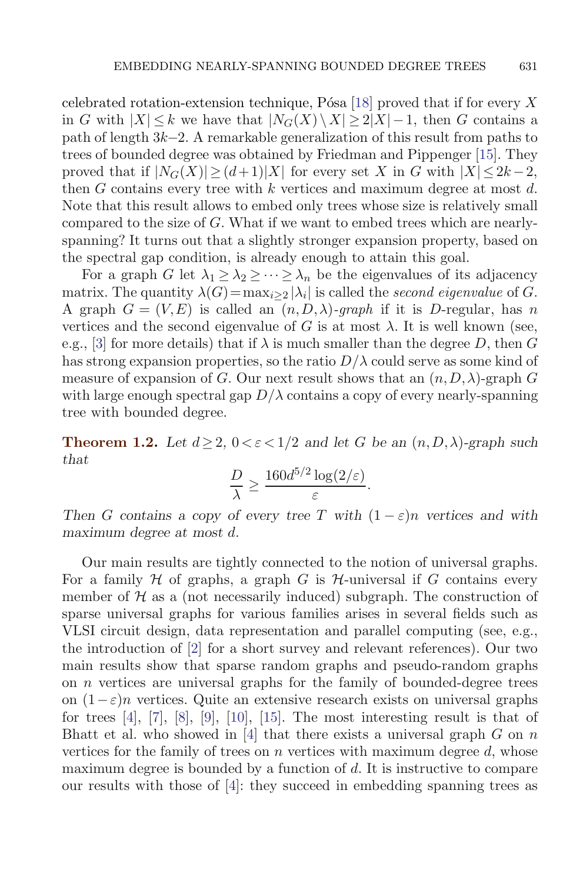celebrated rotation-extension technique, Pósa [18] proved that if for every $X$ in $G$ with $|X| \le k$ we have that $|N_G(X) \setminus X| \ge 2|X|-1$, then $G$ contains a path of length $3k-2$. A remarkable generalization of this result from paths to trees of bounded degree was obtained by Friedman and Pippenger [15]. They proved that if $|N_G(X)| \ge (d+1)|X|$ for every set $X$ in $G$ with $|X| \le 2k-2$, then $G$ contains every tree with $k$ vertices and maximum degree at most $d$. Note that this result allows to embed only trees whose size is relatively small compared to the size of $G$. What if we want to embed trees which are nearly-spanning? It turns out that a slightly stronger expansion property, based on the spectral gap condition, is already enough to attain this goal.

For a graph $G$ let $\lambda_1 \ge \lambda_2 \ge \cdots \ge \lambda_n$ be the eigenvalues of its adjacency matrix. The quantity $\lambda(G) = \max_{i \ge 2} |\lambda_i|$ is called the *second eigenvalue* of $G$. A graph $G=(V,E)$ is called an $(n,D,\lambda)$*-graph* if it is $D$-regular, has $n$ vertices and the second eigenvalue of $G$ is at most $\lambda$. It is well known (see, e.g., [3] for more details) that if $\lambda$ is much smaller than the degree $D$, then $G$ has strong expansion properties, so the ratio $D/\lambda$ could serve as some kind of measure of expansion of $G$. Our next result shows that an $(n,D,\lambda)$-graph $G$ with large enough spectral gap $D/\lambda$ contains a copy of every nearly-spanning tree with bounded degree.

**Theorem 1.2.** *Let $d \ge 2$, $0 < \varepsilon < 1/2$ and let $G$ be an $(n,D,\lambda)$-graph such that*

$$\frac{D}{\lambda} \ge \frac{160 d^{5/2} \log(2/\varepsilon)}{\varepsilon}.$$

*Then $G$ contains a copy of every tree $T$ with $(1-\varepsilon)n$ vertices and with maximum degree at most $d$.*

Our main results are tightly connected to the notion of universal graphs. For a family $\mathcal{H}$ of graphs, a graph $G$ is $\mathcal{H}$-universal if $G$ contains every member of $\mathcal{H}$ as a (not necessarily induced) subgraph. The construction of sparse universal graphs for various families arises in several fields such as VLSI circuit design, data representation and parallel computing (see, e.g., the introduction of [2] for a short survey and relevant references). Our two main results show that sparse random graphs and pseudo-random graphs on $n$ vertices are universal graphs for the family of bounded-degree trees on $(1-\varepsilon)n$ vertices. Quite an extensive research exists on universal graphs for trees [4], [7], [8], [9], [10], [15]. The most interesting result is that of Bhatt et al. who showed in [4] that there exists a universal graph $G$ on $n$ vertices for the family of trees on $n$ vertices with maximum degree $d$, whose maximum degree is bounded by a function of $d$. It is instructive to compare our results with those of [4]: they succeed in embedding spanning trees as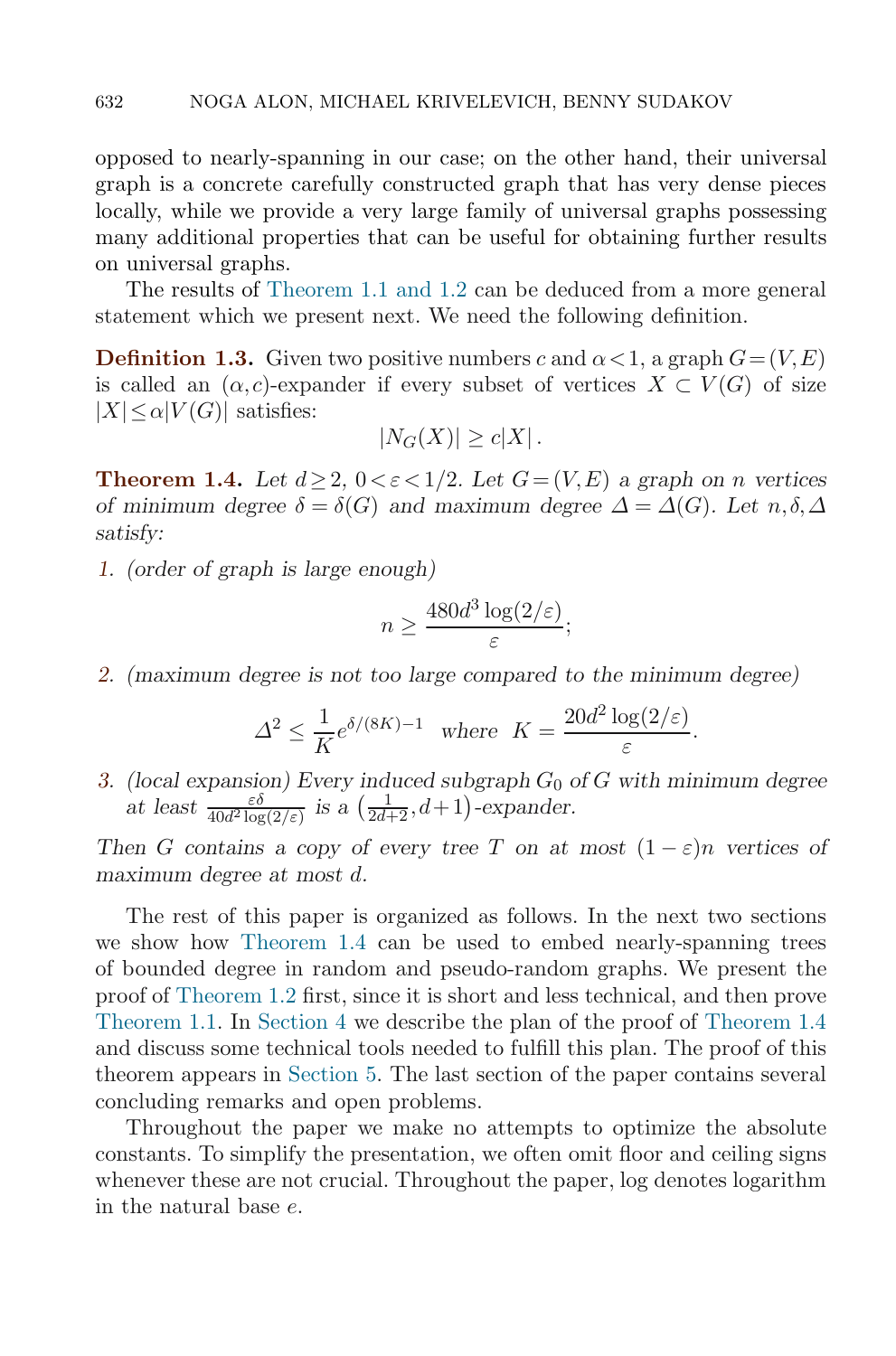opposed to nearly-spanning in our case; on the other hand, their universal graph is a concrete carefully constructed graph that has very dense pieces locally, while we provide a very large family of universal graphs possessing many additional properties that can be useful for obtaining further results on universal graphs.

The results of Theorem 1.1 and 1.2 can be deduced from a more general statement which we present next. We need the following definition.

**Definition 1.3.** Given two positive numbers $c$ and $\alpha < 1$, a graph $G = (V, E)$ is called an $(\alpha, c)$-expander if every subset of vertices $X \subset V(G)$ of size $|X| \leq \alpha |V(G)|$ satisfies:

$$|N_G(X)| \geq c|X|.$$

**Theorem 1.4.** *Let $d \geq 2$, $0 < \varepsilon < 1/2$. Let $G = (V, E)$ a graph on $n$ vertices of minimum degree $\delta = \delta(G)$ and maximum degree $\Delta = \Delta(G)$. Let $n, \delta, \Delta$ satisfy:*

1. *(order of graph is large enough)*

$$n \geq \frac{480 d^3 \log(2/\varepsilon)}{\varepsilon};$$

2. *(maximum degree is not too large compared to the minimum degree)*

$$\Delta^2 \leq \frac{1}{K} e^{\delta/(8K)-1} \quad \text{where} \quad K = \frac{20 d^2 \log(2/\varepsilon)}{\varepsilon}.$$

3. *(local expansion) Every induced subgraph $G_0$ of $G$ with minimum degree at least $\frac{\varepsilon\delta}{40 d^2 \log(2/\varepsilon)}$ is a $\left(\frac{1}{2d+2}, d+1\right)$-expander.*

*Then $G$ contains a copy of every tree $T$ on at most $(1-\varepsilon)n$ vertices of maximum degree at most $d$.*

The rest of this paper is organized as follows. In the next two sections we show how Theorem 1.4 can be used to embed nearly-spanning trees of bounded degree in random and pseudo-random graphs. We present the proof of Theorem 1.2 first, since it is short and less technical, and then prove Theorem 1.1. In Section 4 we describe the plan of the proof of Theorem 1.4 and discuss some technical tools needed to fulfill this plan. The proof of this theorem appears in Section 5. The last section of the paper contains several concluding remarks and open problems.

Throughout the paper we make no attempts to optimize the absolute constants. To simplify the presentation, we often omit floor and ceiling signs whenever these are not crucial. Throughout the paper, log denotes logarithm in the natural base $e$.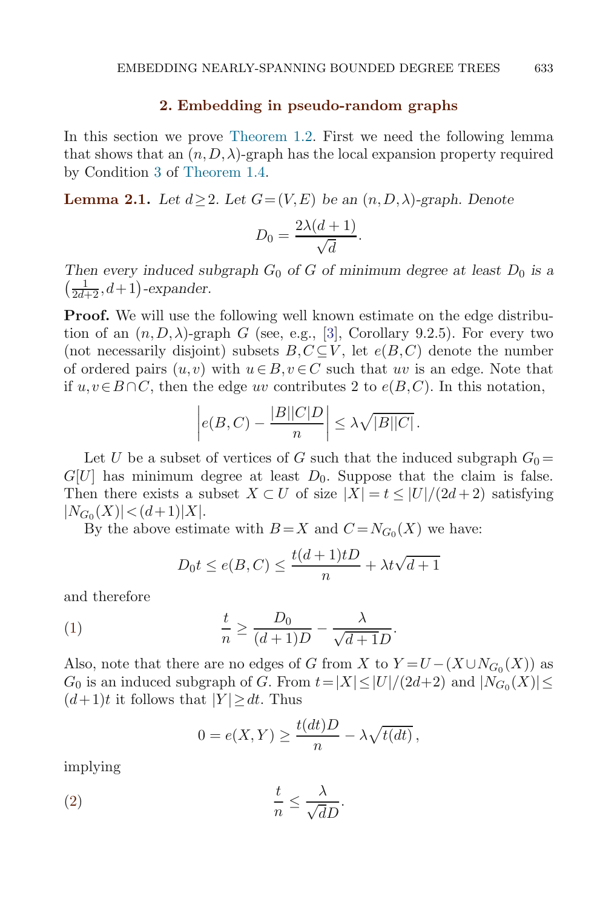## 2. Embedding in pseudo-random graphs

In this section we prove Theorem 1.2. First we need the following lemma that shows that an $(n,D,\lambda)$-graph has the local expansion property required by Condition 3 of Theorem 1.4.

**Lemma 2.1.** *Let $d \geq 2$. Let $G=(V,E)$ be an $(n,D,\lambda)$-graph. Denote*

$$D_0 = \frac{2\lambda(d+1)}{\sqrt{d}}.$$

*Then every induced subgraph $G_0$ of $G$ of minimum degree at least $D_0$ is a $\left(\frac{1}{2d+2}, d+1\right)$-expander.*

**Proof.** We will use the following well known estimate on the edge distribution of an $(n,D,\lambda)$-graph $G$ (see, e.g., [3], Corollary 9.2.5). For every two (not necessarily disjoint) subsets $B,C \subseteq V$, let $e(B,C)$ denote the number of ordered pairs $(u,v)$ with $u \in B, v \in C$ such that $uv$ is an edge. Note that if $u,v \in B \cap C$, then the edge $uv$ contributes 2 to $e(B,C)$. In this notation,

$$\left| e(B,C) - \frac{|B||C|D}{n} \right| \leq \lambda \sqrt{|B||C|}\,.$$

Let $U$ be a subset of vertices of $G$ such that the induced subgraph $G_0 = G[U]$ has minimum degree at least $D_0$. Suppose that the claim is false. Then there exists a subset $X \subset U$ of size $|X| = t \leq |U|/(2d+2)$ satisfying $|N_{G_0}(X)| < (d+1)|X|$.

By the above estimate with $B = X$ and $C = N_{G_0}(X)$ we have:

$$D_0 t \leq e(B,C) \leq \frac{t(d+1)tD}{n} + \lambda t\sqrt{d+1}$$

and therefore

$$\frac{t}{n} \geq \frac{D_0}{(d+1)D} - \frac{\lambda}{\sqrt{d+1}D}. \tag{1}$$

Also, note that there are no edges of $G$ from $X$ to $Y = U - (X \cup N_{G_0}(X))$ as $G_0$ is an induced subgraph of $G$. From $t = |X| \leq |U|/(2d+2)$ and $|N_{G_0}(X)| \leq (d+1)t$ it follows that $|Y| \geq dt$. Thus

$$0 = e(X,Y) \geq \frac{t(dt)D}{n} - \lambda\sqrt{t(dt)}\,,$$

implying

$$\frac{t}{n} \leq \frac{\lambda}{\sqrt{d}D}. \tag{2}$$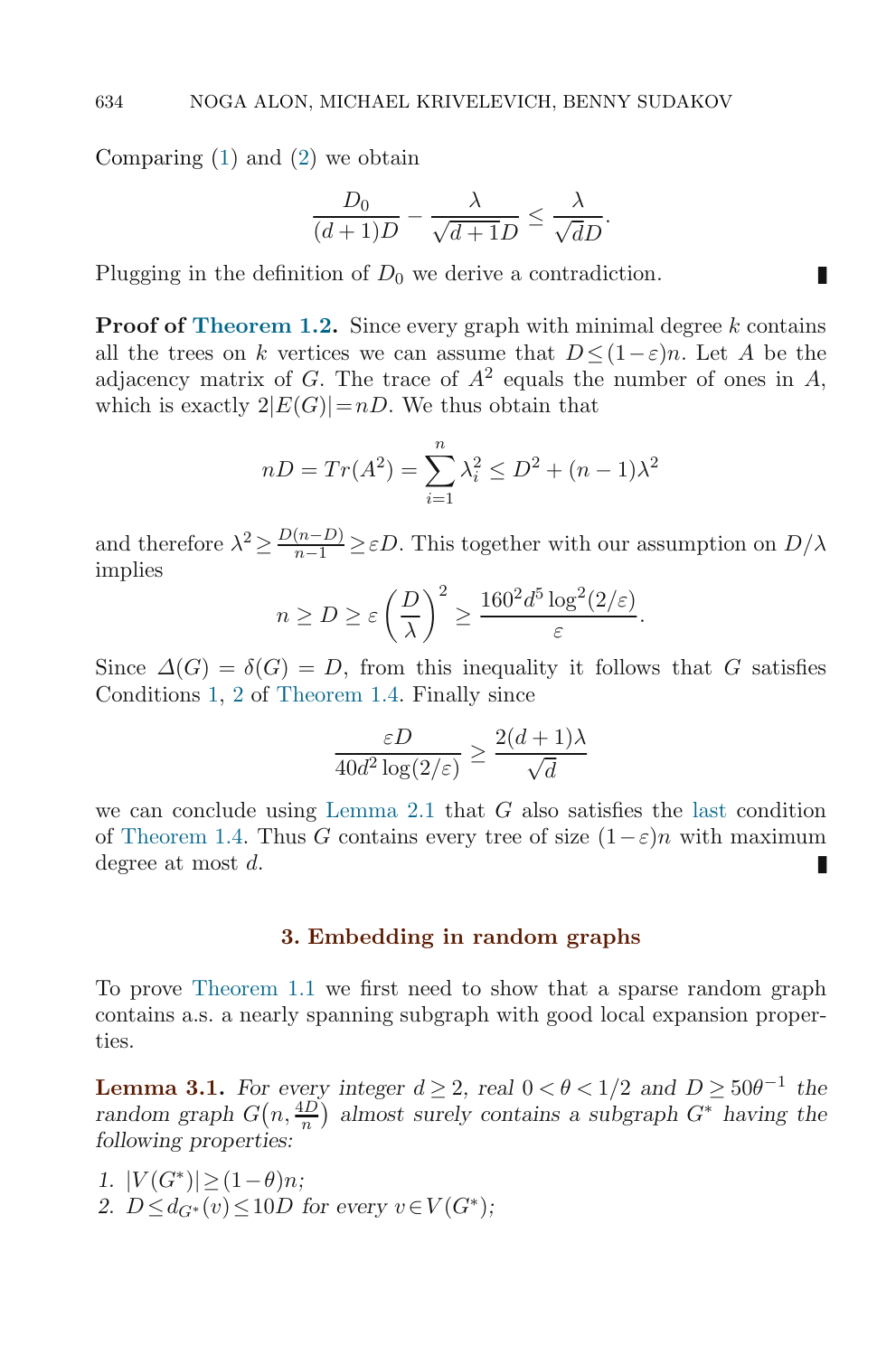Comparing (1) and (2) we obtain

$$\frac{D_0}{(d+1)D} - \frac{\lambda}{\sqrt{d+1}D} \leq \frac{\lambda}{\sqrt{d}D}.$$

Plugging in the definition of $D_0$ we derive a contradiction. ∎

**Proof of Theorem 1.2.** Since every graph with minimal degree $k$ contains all the trees on $k$ vertices we can assume that $D \leq (1-\varepsilon)n$. Let $A$ be the adjacency matrix of $G$. The trace of $A^2$ equals the number of ones in $A$, which is exactly $2|E(G)| = nD$. We thus obtain that

$$nD = Tr(A^2) = \sum_{i=1}^{n} \lambda_i^2 \leq D^2 + (n-1)\lambda^2$$

and therefore $\lambda^2 \geq \frac{D(n-D)}{n-1} \geq \varepsilon D$. This together with our assumption on $D/\lambda$ implies

$$n \geq D \geq \varepsilon \left(\frac{D}{\lambda}\right)^2 \geq \frac{160^2 d^5 \log^2(2/\varepsilon)}{\varepsilon}.$$

Since $\Delta(G) = \delta(G) = D$, from this inequality it follows that $G$ satisfies Conditions 1, 2 of Theorem 1.4. Finally since

$$\frac{\varepsilon D}{40 d^2 \log(2/\varepsilon)} \geq \frac{2(d+1)\lambda}{\sqrt{d}}$$

we can conclude using Lemma 2.1 that $G$ also satisfies the last condition of Theorem 1.4. Thus $G$ contains every tree of size $(1-\varepsilon)n$ with maximum degree at most $d$. ∎

## 3. Embedding in random graphs

To prove Theorem 1.1 we first need to show that a sparse random graph contains a.s. a nearly spanning subgraph with good local expansion properties.

**Lemma 3.1.** *For every integer $d \geq 2$, real $0 < \theta < 1/2$ and $D \geq 50\theta^{-1}$ the random graph $G\left(n, \frac{4D}{n}\right)$ almost surely contains a subgraph $G^*$ having the following properties:*

1. *$|V(G^*)| \geq (1-\theta)n$;*
2. *$D \leq d_{G^*}(v) \leq 10D$ for every $v \in V(G^*)$;*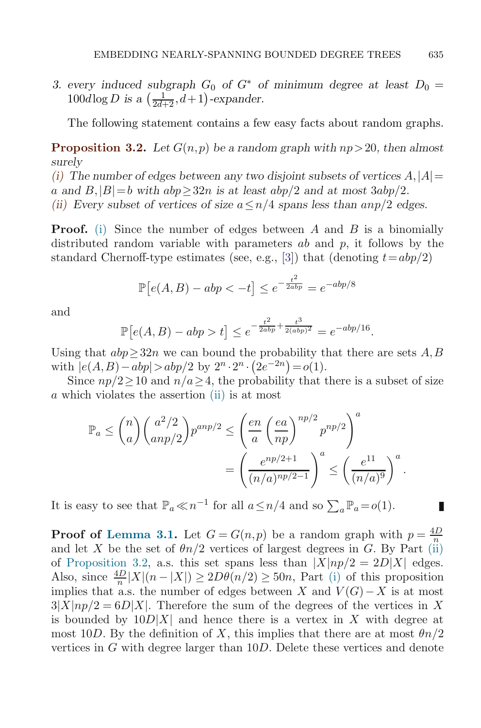*3. every induced subgraph $G_0$ of $G^*$ of minimum degree at least $D_0 = 100d\log D$ is a $\left(\frac{1}{2d+2}, d+1\right)$-expander.*

The following statement contains a few easy facts about random graphs.

**Proposition 3.2.** *Let $G(n,p)$ be a random graph with $np > 20$, then almost surely*
*(i) The number of edges between any two disjoint subsets of vertices $A, |A| = a$ and $B, |B| = b$ with $abp \geq 32n$ is at least $abp/2$ and at most $3abp/2$.*
*(ii) Every subset of vertices of size $a \leq n/4$ spans less than $anp/2$ edges.*

**Proof.** (i) Since the number of edges between $A$ and $B$ is a binomially distributed random variable with parameters $ab$ and $p$, it follows by the standard Chernoff-type estimates (see, e.g., [3]) that (denoting $t = abp/2$)

$$\mathbb{P}\big[e(A,B) - abp < -t\big] \leq e^{-\frac{t^2}{2abp}} = e^{-abp/8}$$

and

$$\mathbb{P}\big[e(A,B) - abp > t\big] \leq e^{-\frac{t^2}{2abp} + \frac{t^3}{2(abp)^2}} = e^{-abp/16}.$$

Using that $abp \geq 32n$ we can bound the probability that there are sets $A, B$ with $|e(A,B) - abp| > abp/2$ by $2^n \cdot 2^n \cdot \left(2e^{-2n}\right) = o(1)$.

Since $np/2 \geq 10$ and $n/a \geq 4$, the probability that there is a subset of size $a$ which violates the assertion (ii) is at most

$$\mathbb{P}_a \leq \binom{n}{a}\binom{a^2/2}{anp/2}p^{anp/2} \leq \left(\frac{en}{a}\left(\frac{ea}{np}\right)^{np/2} p^{np/2}\right)^a$$
$$= \left(\frac{e^{np/2+1}}{(n/a)^{np/2-1}}\right)^a \leq \left(\frac{e^{11}}{(n/a)^9}\right)^a.$$

It is easy to see that $\mathbb{P}_a \ll n^{-1}$ for all $a \leq n/4$ and so $\sum_a \mathbb{P}_a = o(1)$. ∎

**Proof of Lemma 3.1.** Let $G = G(n,p)$ be a random graph with $p = \frac{4D}{n}$ and let $X$ be the set of $\theta n/2$ vertices of largest degrees in $G$. By Part (ii) of Proposition 3.2, a.s. this set spans less than $|X|np/2 = 2D|X|$ edges. Also, since $\frac{4D}{n}|X|(n - |X|) \geq 2D\theta(n/2) \geq 50n$, Part (i) of this proposition implies that a.s. the number of edges between $X$ and $V(G) - X$ is at most $3|X|np/2 = 6D|X|$. Therefore the sum of the degrees of the vertices in $X$ is bounded by $10D|X|$ and hence there is a vertex in $X$ with degree at most $10D$. By the definition of $X$, this implies that there are at most $\theta n/2$ vertices in $G$ with degree larger than $10D$. Delete these vertices and denote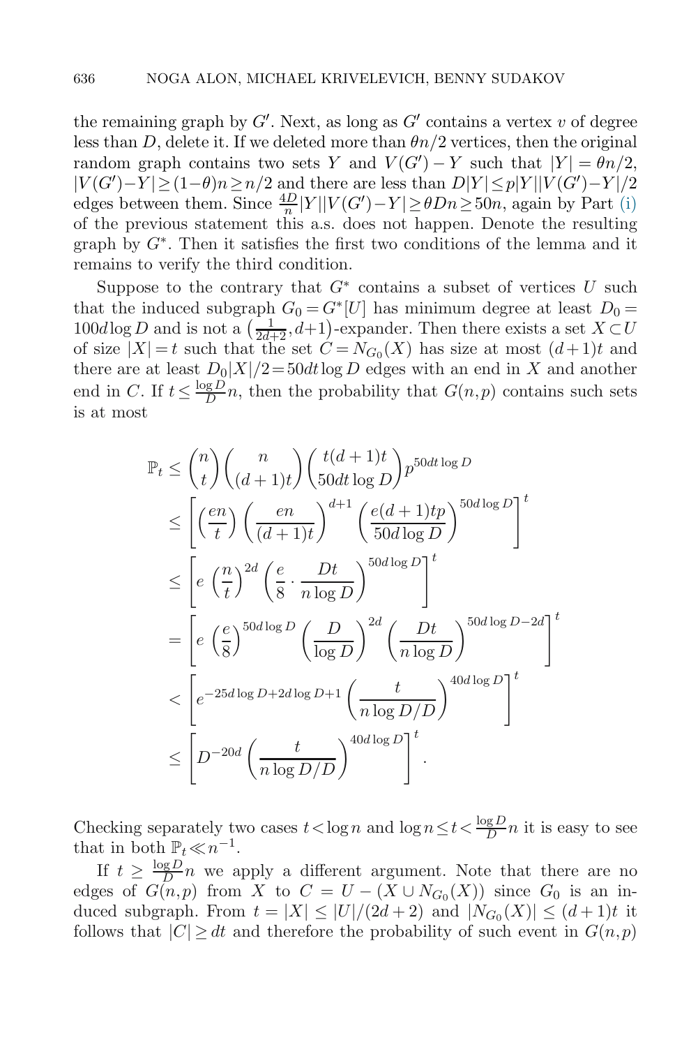the remaining graph by $G'$. Next, as long as $G'$ contains a vertex $v$ of degree less than $D$, delete it. If we deleted more than $\theta n/2$ vertices, then the original random graph contains two sets $Y$ and $V(G')-Y$ such that $|Y|=\theta n/2$, $|V(G')-Y|\geq(1-\theta)n\geq n/2$ and there are less than $D|Y|\leq p|Y||V(G')-Y|/2$ edges between them. Since $\frac{4D}{n}|Y||V(G')-Y|\geq\theta Dn\geq 50n$, again by Part (i) of the previous statement this a.s. does not happen. Denote the resulting graph by $G^*$. Then it satisfies the first two conditions of the lemma and it remains to verify the third condition.

Suppose to the contrary that $G^*$ contains a subset of vertices $U$ such that the induced subgraph $G_0=G^*[U]$ has minimum degree at least $D_0=100d\log D$ and is not a $\left(\frac{1}{2d+2},d+1\right)$-expander. Then there exists a set $X\subset U$ of size $|X|=t$ such that the set $C=N_{G_0}(X)$ has size at most $(d+1)t$ and there are at least $D_0|X|/2=50dt\log D$ edges with an end in $X$ and another end in $C$. If $t\leq\frac{\log D}{D}n$, then the probability that $G(n,p)$ contains such sets is at most

$$
\begin{aligned}
\mathbb{P}_t &\leq \binom{n}{t}\binom{n}{(d+1)t}\binom{t(d+1)t}{50dt\log D}p^{50dt\log D}\\
&\leq \left[\left(\frac{en}{t}\right)\left(\frac{en}{(d+1)t}\right)^{d+1}\left(\frac{e(d+1)tp}{50d\log D}\right)^{50d\log D}\right]^t\\
&\leq \left[e\left(\frac{n}{t}\right)^{2d}\left(\frac{e}{8}\cdot\frac{Dt}{n\log D}\right)^{50d\log D}\right]^t\\
&= \left[e\left(\frac{e}{8}\right)^{50d\log D}\left(\frac{D}{\log D}\right)^{2d}\left(\frac{Dt}{n\log D}\right)^{50d\log D-2d}\right]^t\\
&< \left[e^{-25d\log D+2d\log D+1}\left(\frac{t}{n\log D/D}\right)^{40d\log D}\right]^t\\
&\leq \left[D^{-20d}\left(\frac{t}{n\log D/D}\right)^{40d\log D}\right]^t.
\end{aligned}
$$

Checking separately two cases $t<\log n$ and $\log n\leq t<\frac{\log D}{D}n$ it is easy to see that in both $\mathbb{P}_t\ll n^{-1}$.

If $t\geq\frac{\log D}{D}n$ we apply a different argument. Note that there are no edges of $G(n,p)$ from $X$ to $C=U-(X\cup N_{G_0}(X))$ since $G_0$ is an induced subgraph. From $t=|X|\leq|U|/(2d+2)$ and $|N_{G_0}(X)|\leq(d+1)t$ it follows that $|C|\geq dt$ and therefore the probability of such event in $G(n,p)$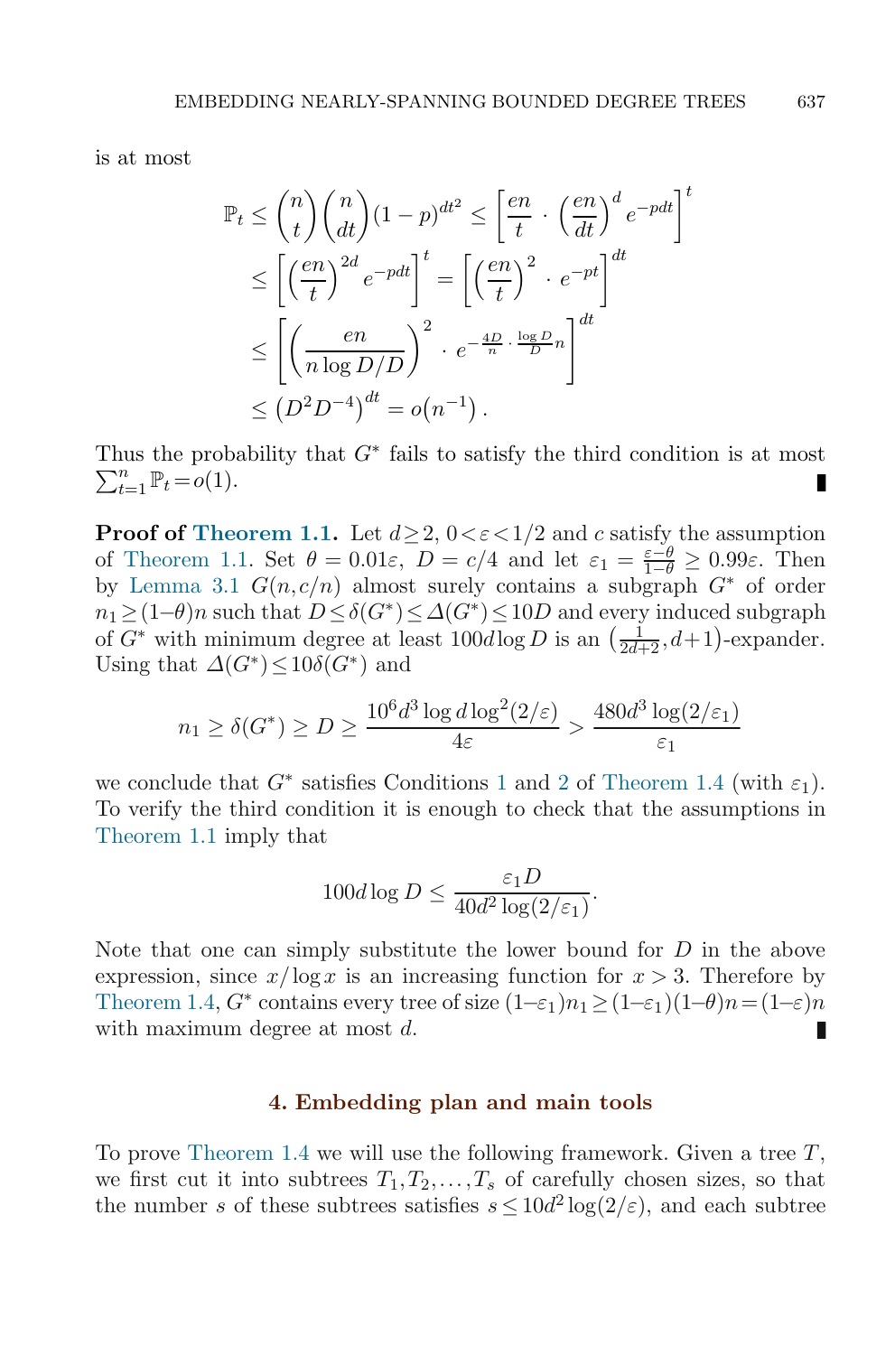is at most

$$\begin{aligned}
\mathbb{P}_t &\leq \binom{n}{t}\binom{n}{dt}(1-p)^{dt^2} \leq \left[\frac{en}{t}\cdot\left(\frac{en}{dt}\right)^d e^{-pdt}\right]^t \\
&\leq \left[\left(\frac{en}{t}\right)^{2d} e^{-pdt}\right]^t = \left[\left(\frac{en}{t}\right)^2 \cdot e^{-pt}\right]^{dt} \\
&\leq \left[\left(\frac{en}{n\log D/D}\right)^2 \cdot e^{-\frac{4D}{n}\cdot\frac{\log D}{D}n}\right]^{dt} \\
&\leq \left(D^2 D^{-4}\right)^{dt} = o\left(n^{-1}\right).
\end{aligned}$$

Thus the probability that $G^*$ fails to satisfy the third condition is at most $\sum_{t=1}^{n}\mathbb{P}_t = o(1)$. ∎

**Proof of Theorem 1.1.** Let $d\geq 2$, $0<\varepsilon<1/2$ and $c$ satisfy the assumption of Theorem 1.1. Set $\theta = 0.01\varepsilon,\ D = c/4$ and let $\varepsilon_1 = \frac{\varepsilon-\theta}{1-\theta} \geq 0.99\varepsilon$. Then by Lemma 3.1 $G(n,c/n)$ almost surely contains a subgraph $G^*$ of order $n_1 \geq (1-\theta)n$ such that $D \leq \delta(G^*) \leq \Delta(G^*) \leq 10D$ and every induced subgraph of $G^*$ with minimum degree at least $100d\log D$ is an $\left(\frac{1}{2d+2}, d+1\right)$-expander. Using that $\Delta(G^*) \leq 10\delta(G^*)$ and

$$n_1 \geq \delta(G^*) \geq D \geq \frac{10^6 d^3 \log d \log^2(2/\varepsilon)}{4\varepsilon} > \frac{480d^3\log(2/\varepsilon_1)}{\varepsilon_1}$$

we conclude that $G^*$ satisfies Conditions 1 and 2 of Theorem 1.4 (with $\varepsilon_1$). To verify the third condition it is enough to check that the assumptions in Theorem 1.1 imply that

$$100d\log D \leq \frac{\varepsilon_1 D}{40d^2\log(2/\varepsilon_1)}.$$

Note that one can simply substitute the lower bound for $D$ in the above expression, since $x/\log x$ is an increasing function for $x>3$. Therefore by Theorem 1.4, $G^*$ contains every tree of size $(1-\varepsilon_1)n_1 \geq (1-\varepsilon_1)(1-\theta)n = (1-\varepsilon)n$ with maximum degree at most $d$. ∎

## 4. Embedding plan and main tools

To prove Theorem 1.4 we will use the following framework. Given a tree $T$, we first cut it into subtrees $T_1, T_2, \ldots, T_s$ of carefully chosen sizes, so that the number $s$ of these subtrees satisfies $s \leq 10d^2\log(2/\varepsilon)$, and each subtree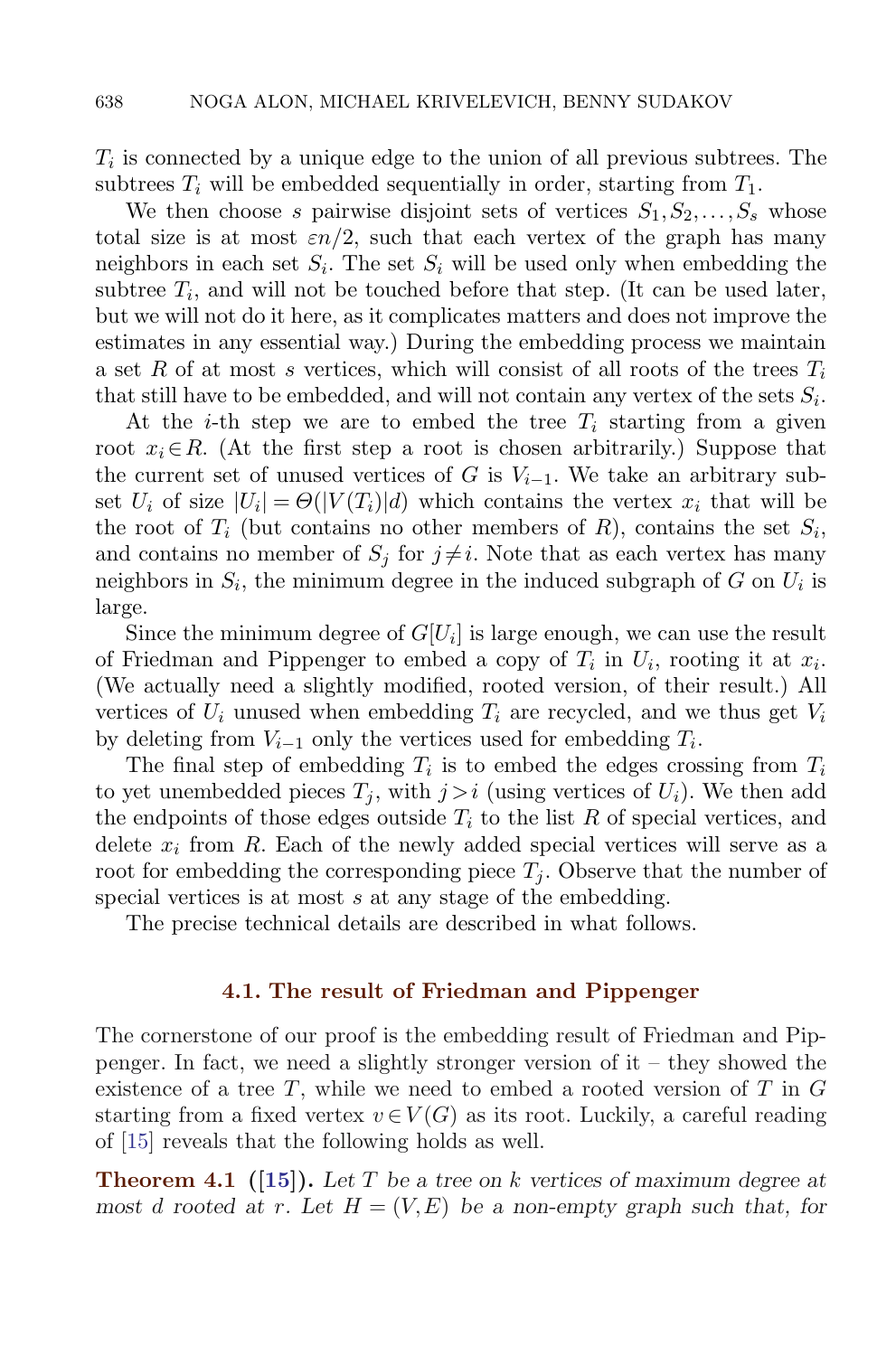$T_i$ is connected by a unique edge to the union of all previous subtrees. The subtrees $T_i$ will be embedded sequentially in order, starting from $T_1$.

We then choose $s$ pairwise disjoint sets of vertices $S_1, S_2, \ldots, S_s$ whose total size is at most $\varepsilon n/2$, such that each vertex of the graph has many neighbors in each set $S_i$. The set $S_i$ will be used only when embedding the subtree $T_i$, and will not be touched before that step. (It can be used later, but we will not do it here, as it complicates matters and does not improve the estimates in any essential way.) During the embedding process we maintain a set $R$ of at most $s$ vertices, which will consist of all roots of the trees $T_i$ that still have to be embedded, and will not contain any vertex of the sets $S_i$.

At the $i$-th step we are to embed the tree $T_i$ starting from a given root $x_i \in R$. (At the first step a root is chosen arbitrarily.) Suppose that the current set of unused vertices of $G$ is $V_{i-1}$. We take an arbitrary subset $U_i$ of size $|U_i| = \Theta(|V(T_i)|d)$ which contains the vertex $x_i$ that will be the root of $T_i$ (but contains no other members of $R$), contains the set $S_i$, and contains no member of $S_j$ for $j \neq i$. Note that as each vertex has many neighbors in $S_i$, the minimum degree in the induced subgraph of $G$ on $U_i$ is large.

Since the minimum degree of $G[U_i]$ is large enough, we can use the result of Friedman and Pippenger to embed a copy of $T_i$ in $U_i$, rooting it at $x_i$. (We actually need a slightly modified, rooted version, of their result.) All vertices of $U_i$ unused when embedding $T_i$ are recycled, and we thus get $V_i$ by deleting from $V_{i-1}$ only the vertices used for embedding $T_i$.

The final step of embedding $T_i$ is to embed the edges crossing from $T_i$ to yet unembedded pieces $T_j$, with $j > i$ (using vertices of $U_i$). We then add the endpoints of those edges outside $T_i$ to the list $R$ of special vertices, and delete $x_i$ from $R$. Each of the newly added special vertices will serve as a root for embedding the corresponding piece $T_j$. Observe that the number of special vertices is at most $s$ at any stage of the embedding.

The precise technical details are described in what follows.

### 4.1. The result of Friedman and Pippenger

The cornerstone of our proof is the embedding result of Friedman and Pippenger. In fact, we need a slightly stronger version of it – they showed the existence of a tree $T$, while we need to embed a rooted version of $T$ in $G$ starting from a fixed vertex $v \in V(G)$ as its root. Luckily, a careful reading of [15] reveals that the following holds as well.

**Theorem 4.1** **([15]).** *Let $T$ be a tree on $k$ vertices of maximum degree at most $d$ rooted at $r$. Let $H = (V, E)$ be a non-empty graph such that, for*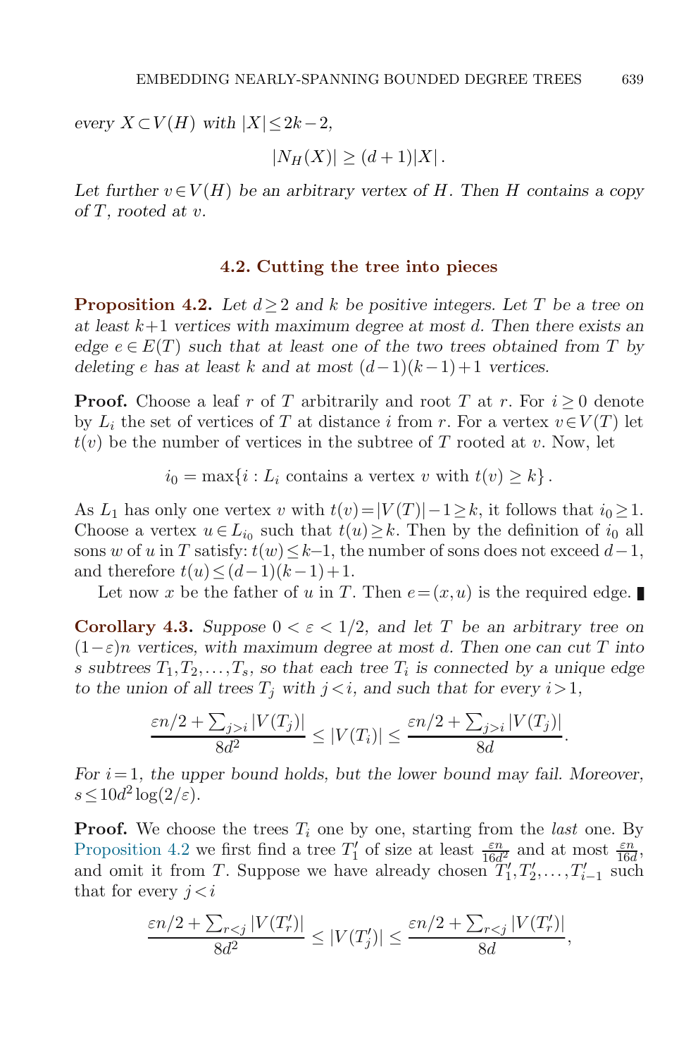*every $X \subset V(H)$ with $|X| \leq 2k-2$,*

$$|N_H(X)| \geq (d+1)|X|\,.$$

*Let further $v \in V(H)$ be an arbitrary vertex of $H$. Then $H$ contains a copy of $T$, rooted at $v$.*

### 4.2. Cutting the tree into pieces

**Proposition 4.2.** *Let $d \geq 2$ and $k$ be positive integers. Let $T$ be a tree on at least $k+1$ vertices with maximum degree at most $d$. Then there exists an edge $e \in E(T)$ such that at least one of the two trees obtained from $T$ by deleting $e$ has at least $k$ and at most $(d-1)(k-1)+1$ vertices.*

**Proof.** Choose a leaf $r$ of $T$ arbitrarily and root $T$ at $r$. For $i \geq 0$ denote by $L_i$ the set of vertices of $T$ at distance $i$ from $r$. For a vertex $v \in V(T)$ let $t(v)$ be the number of vertices in the subtree of $T$ rooted at $v$. Now, let

$$i_0 = \max\{i : L_i \text{ contains a vertex } v \text{ with } t(v) \geq k\}\,.$$

As $L_1$ has only one vertex $v$ with $t(v) = |V(T)|-1 \geq k$, it follows that $i_0 \geq 1$. Choose a vertex $u \in L_{i_0}$ such that $t(u) \geq k$. Then by the definition of $i_0$ all sons $w$ of $u$ in $T$ satisfy: $t(w) \leq k-1$, the number of sons does not exceed $d-1$, and therefore $t(u) \leq (d-1)(k-1)+1$.

Let now $x$ be the father of $u$ in $T$. Then $e = (x,u)$ is the required edge. ∎

**Corollary 4.3.** *Suppose $0 < \varepsilon < 1/2$, and let $T$ be an arbitrary tree on $(1-\varepsilon)n$ vertices, with maximum degree at most $d$. Then one can cut $T$ into $s$ subtrees $T_1, T_2, \ldots, T_s$, so that each tree $T_i$ is connected by a unique edge to the union of all trees $T_j$ with $j < i$, and such that for every $i > 1$,*

$$\frac{\varepsilon n/2 + \sum_{j>i}|V(T_j)|}{8d^2} \leq |V(T_i)| \leq \frac{\varepsilon n/2 + \sum_{j>i}|V(T_j)|}{8d}.$$

*For $i=1$, the upper bound holds, but the lower bound may fail. Moreover, $s \leq 10d^2\log(2/\varepsilon)$.*

**Proof.** We choose the trees $T_i$ one by one, starting from the *last* one. By Proposition 4.2 we first find a tree $T_1'$ of size at least $\frac{\varepsilon n}{16d^2}$ and at most $\frac{\varepsilon n}{16d}$, and omit it from $T$. Suppose we have already chosen $T_1', T_2', \ldots, T_{i-1}'$ such that for every $j < i$

$$\frac{\varepsilon n/2 + \sum_{r<j}|V(T_r')|}{8d^2} \leq |V(T_j')| \leq \frac{\varepsilon n/2 + \sum_{r<j}|V(T_r')|}{8d},$$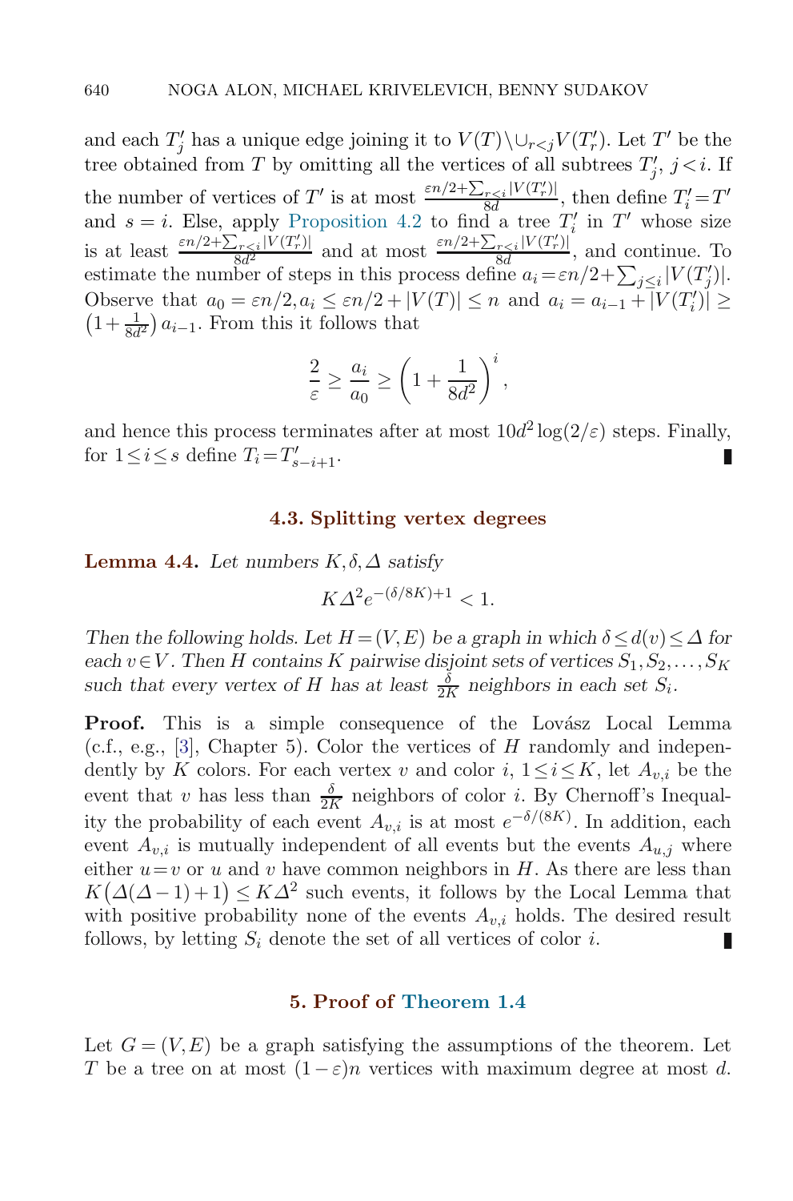and each $T'_j$ has a unique edge joining it to $V(T)\setminus\cup_{r<j}V(T'_r)$. Let $T'$ be the tree obtained from $T$ by omitting all the vertices of all subtrees $T'_j$, $j<i$. If the number of vertices of $T'$ is at most $\frac{\varepsilon n/2+\sum_{r<i}|V(T'_r)|}{8d}$, then define $T'_i=T'$ and $s=i$. Else, apply Proposition 4.2 to find a tree $T'_i$ in $T'$ whose size is at least $\frac{\varepsilon n/2+\sum_{r<i}|V(T'_r)|}{8d^2}$ and at most $\frac{\varepsilon n/2+\sum_{r<i}|V(T'_r)|}{8d}$, and continue. To estimate the number of steps in this process define $a_i=\varepsilon n/2+\sum_{j\le i}|V(T'_j)|$. Observe that $a_0=\varepsilon n/2, a_i\le \varepsilon n/2+|V(T)|\le n$ and $a_i=a_{i-1}+|V(T'_i)|\ge \left(1+\frac{1}{8d^2}\right)a_{i-1}$. From this it follows that

$$\frac{2}{\varepsilon}\ge\frac{a_i}{a_0}\ge\left(1+\frac{1}{8d^2}\right)^i,$$

and hence this process terminates after at most $10d^2\log(2/\varepsilon)$ steps. Finally, for $1\le i\le s$ define $T_i=T'_{s-i+1}$. ∎

### 4.3. Splitting vertex degrees

**Lemma 4.4.** *Let numbers $K,\delta,\Delta$ satisfy*

$$K\Delta^2e^{-(\delta/8K)+1}<1.$$

*Then the following holds. Let $H=(V,E)$ be a graph in which $\delta\le d(v)\le\Delta$ for each $v\in V$. Then $H$ contains $K$ pairwise disjoint sets of vertices $S_1,S_2,\dots,S_K$ such that every vertex of $H$ has at least $\frac{\delta}{2K}$ neighbors in each set $S_i$.*

**Proof.** This is a simple consequence of the Lovász Local Lemma (c.f., e.g., [3], Chapter 5). Color the vertices of $H$ randomly and independently by $K$ colors. For each vertex $v$ and color $i$, $1\le i\le K$, let $A_{v,i}$ be the event that $v$ has less than $\frac{\delta}{2K}$ neighbors of color $i$. By Chernoff's Inequality the probability of each event $A_{v,i}$ is at most $e^{-\delta/(8K)}$. In addition, each event $A_{v,i}$ is mutually independent of all events but the events $A_{u,j}$ where either $u=v$ or $u$ and $v$ have common neighbors in $H$. As there are less than $K\big(\Delta(\Delta-1)+1\big)\le K\Delta^2$ such events, it follows by the Local Lemma that with positive probability none of the events $A_{v,i}$ holds. The desired result follows, by letting $S_i$ denote the set of all vertices of color $i$. ∎

## 5. Proof of Theorem 1.4

Let $G=(V,E)$ be a graph satisfying the assumptions of the theorem. Let $T$ be a tree on at most $(1-\varepsilon)n$ vertices with maximum degree at most $d$.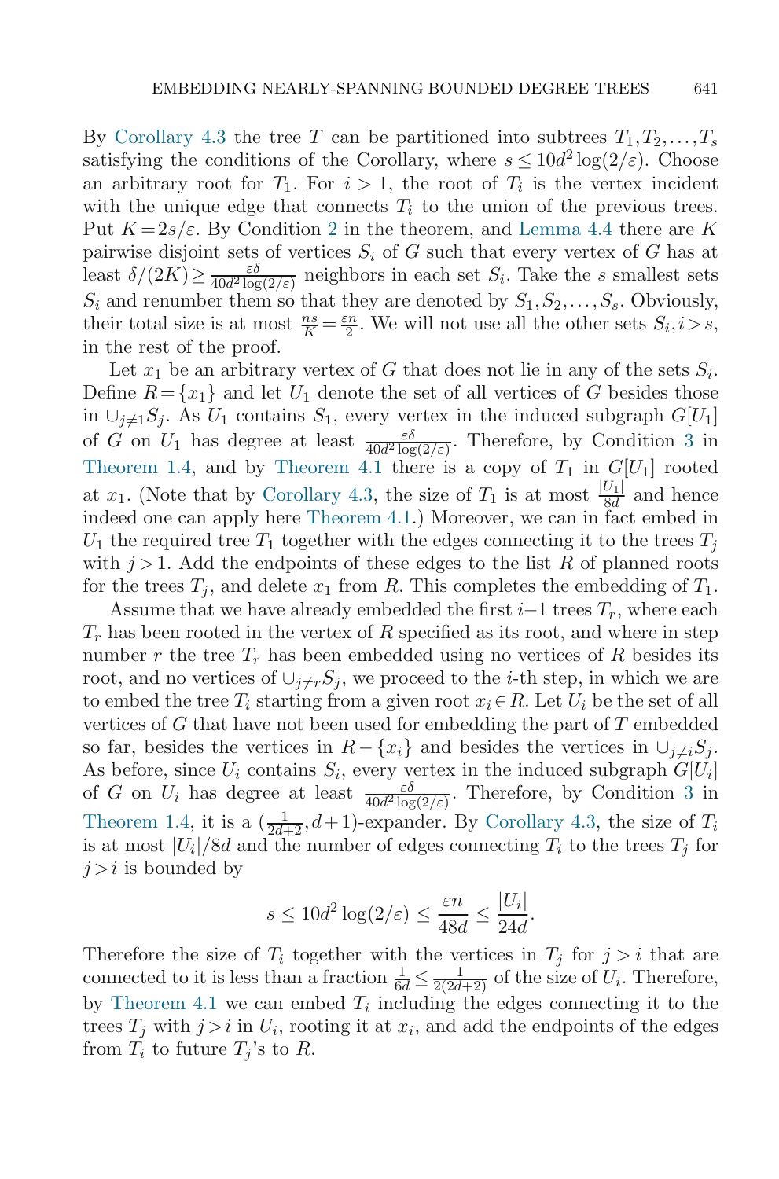By Corollary 4.3 the tree $T$ can be partitioned into subtrees $T_1, T_2, \ldots, T_s$ satisfying the conditions of the Corollary, where $s \leq 10d^2 \log(2/\varepsilon)$. Choose an arbitrary root for $T_1$. For $i > 1$, the root of $T_i$ is the vertex incident with the unique edge that connects $T_i$ to the union of the previous trees. Put $K = 2s/\varepsilon$. By Condition 2 in the theorem, and Lemma 4.4 there are $K$ pairwise disjoint sets of vertices $S_i$ of $G$ such that every vertex of $G$ has at least $\delta/(2K) \geq \frac{\varepsilon\delta}{40d^2 \log(2/\varepsilon)}$ neighbors in each set $S_i$. Take the $s$ smallest sets $S_i$ and renumber them so that they are denoted by $S_1, S_2, \ldots, S_s$. Obviously, their total size is at most $\frac{ns}{K} = \frac{\varepsilon n}{2}$. We will not use all the other sets $S_i, i > s$, in the rest of the proof.

Let $x_1$ be an arbitrary vertex of $G$ that does not lie in any of the sets $S_i$. Define $R = \{x_1\}$ and let $U_1$ denote the set of all vertices of $G$ besides those in $\cup_{j \neq 1} S_j$. As $U_1$ contains $S_1$, every vertex in the induced subgraph $G[U_1]$ of $G$ on $U_1$ has degree at least $\frac{\varepsilon\delta}{40d^2 \log(2/\varepsilon)}$. Therefore, by Condition 3 in Theorem 1.4, and by Theorem 4.1 there is a copy of $T_1$ in $G[U_1]$ rooted at $x_1$. (Note that by Corollary 4.3, the size of $T_1$ is at most $\frac{|U_1|}{8d}$ and hence indeed one can apply here Theorem 4.1.) Moreover, we can in fact embed in $U_1$ the required tree $T_1$ together with the edges connecting it to the trees $T_j$ with $j > 1$. Add the endpoints of these edges to the list $R$ of planned roots for the trees $T_j$, and delete $x_1$ from $R$. This completes the embedding of $T_1$.

Assume that we have already embedded the first $i-1$ trees $T_r$, where each $T_r$ has been rooted in the vertex of $R$ specified as its root, and where in step number $r$ the tree $T_r$ has been embedded using no vertices of $R$ besides its root, and no vertices of $\cup_{j \neq r} S_j$, we proceed to the $i$-th step, in which we are to embed the tree $T_i$ starting from a given root $x_i \in R$. Let $U_i$ be the set of all vertices of $G$ that have not been used for embedding the part of $T$ embedded so far, besides the vertices in $R - \{x_i\}$ and besides the vertices in $\cup_{j \neq i} S_j$. As before, since $U_i$ contains $S_i$, every vertex in the induced subgraph $G[U_i]$ of $G$ on $U_i$ has degree at least $\frac{\varepsilon\delta}{40d^2 \log(2/\varepsilon)}$. Therefore, by Condition 3 in Theorem 1.4, it is a $(\frac{1}{2d+2}, d+1)$-expander. By Corollary 4.3, the size of $T_i$ is at most $|U_i|/8d$ and the number of edges connecting $T_i$ to the trees $T_j$ for $j > i$ is bounded by

$$s \leq 10d^2 \log(2/\varepsilon) \leq \frac{\varepsilon n}{48d} \leq \frac{|U_i|}{24d}.$$

Therefore the size of $T_i$ together with the vertices in $T_j$ for $j > i$ that are connected to it is less than a fraction $\frac{1}{6d} \leq \frac{1}{2(2d+2)}$ of the size of $U_i$. Therefore, by Theorem 4.1 we can embed $T_i$ including the edges connecting it to the trees $T_j$ with $j > i$ in $U_i$, rooting it at $x_i$, and add the endpoints of the edges from $T_i$ to future $T_j$'s to $R$.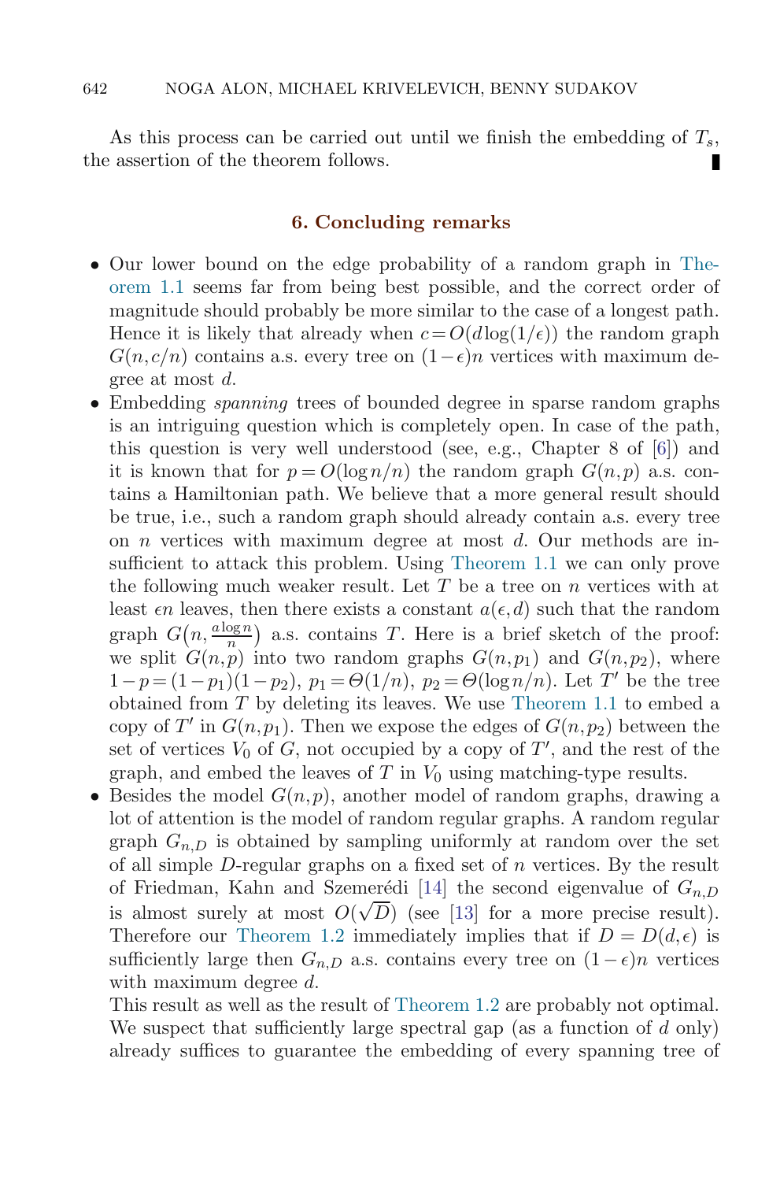As this process can be carried out until we finish the embedding of $T_s$, the assertion of the theorem follows. ∎

## 6. Concluding remarks

- Our lower bound on the edge probability of a random graph in Theorem 1.1 seems far from being best possible, and the correct order of magnitude should probably be more similar to the case of a longest path. Hence it is likely that already when $c = O(d \log(1/\epsilon))$ the random graph $G(n, c/n)$ contains a.s. every tree on $(1-\epsilon)n$ vertices with maximum degree at most $d$.
- Embedding *spanning* trees of bounded degree in sparse random graphs is an intriguing question which is completely open. In case of the path, this question is very well understood (see, e.g., Chapter 8 of [6]) and it is known that for $p = O(\log n/n)$ the random graph $G(n,p)$ a.s. contains a Hamiltonian path. We believe that a more general result should be true, i.e., such a random graph should already contain a.s. every tree on $n$ vertices with maximum degree at most $d$. Our methods are insufficient to attack this problem. Using Theorem 1.1 we can only prove the following much weaker result. Let $T$ be a tree on $n$ vertices with at least $\epsilon n$ leaves, then there exists a constant $a(\epsilon, d)$ such that the random graph $G\big(n, \frac{a \log n}{n}\big)$ a.s. contains $T$. Here is a brief sketch of the proof: we split $G(n,p)$ into two random graphs $G(n,p_1)$ and $G(n,p_2)$, where $1-p = (1-p_1)(1-p_2)$, $p_1 = \Theta(1/n)$, $p_2 = \Theta(\log n/n)$. Let $T'$ be the tree obtained from $T$ by deleting its leaves. We use Theorem 1.1 to embed a copy of $T'$ in $G(n,p_1)$. Then we expose the edges of $G(n,p_2)$ between the set of vertices $V_0$ of $G$, not occupied by a copy of $T'$, and the rest of the graph, and embed the leaves of $T$ in $V_0$ using matching-type results.
- Besides the model $G(n,p)$, another model of random graphs, drawing a lot of attention is the model of random regular graphs. A random regular graph $G_{n,D}$ is obtained by sampling uniformly at random over the set of all simple $D$-regular graphs on a fixed set of $n$ vertices. By the result of Friedman, Kahn and Szemerédi [14] the second eigenvalue of $G_{n,D}$ is almost surely at most $O(\sqrt{D})$ (see [13] for a more precise result). Therefore our Theorem 1.2 immediately implies that if $D = D(d, \epsilon)$ is sufficiently large then $G_{n,D}$ a.s. contains every tree on $(1-\epsilon)n$ vertices with maximum degree $d$.

  This result as well as the result of Theorem 1.2 are probably not optimal. We suspect that sufficiently large spectral gap (as a function of $d$ only) already suffices to guarantee the embedding of every spanning tree of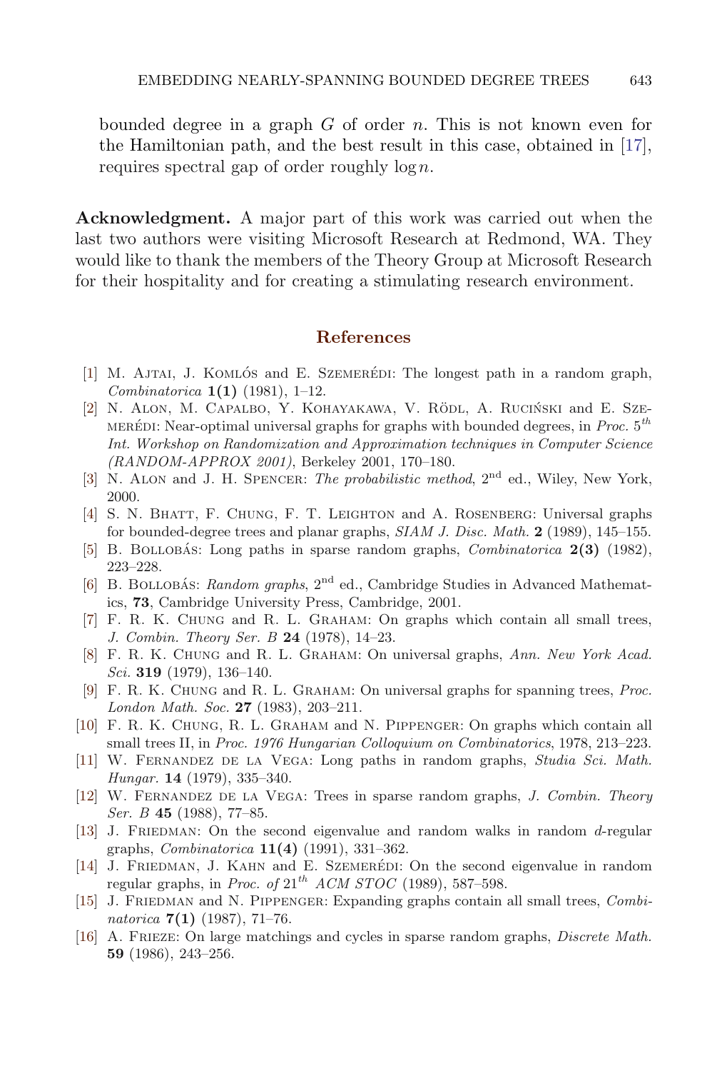bounded degree in a graph $G$ of order $n$. This is not known even for the Hamiltonian path, and the best result in this case, obtained in [17], requires spectral gap of order roughly $\log n$.

**Acknowledgment.** A major part of this work was carried out when the last two authors were visiting Microsoft Research at Redmond, WA. They would like to thank the members of the Theory Group at Microsoft Research for their hospitality and for creating a stimulating research environment.

## References

[1] M. Ajtai, J. Komlós and E. Szemerédi: The longest path in a random graph, *Combinatorica* **1(1)** (1981), 1–12.

[2] N. Alon, M. Capalbo, Y. Kohayakawa, V. Rödl, A. Ruciński and E. Szemerédi: Near-optimal universal graphs for graphs with bounded degrees, in *Proc. 5th Int. Workshop on Randomization and Approximation techniques in Computer Science (RANDOM-APPROX 2001)*, Berkeley 2001, 170–180.

[3] N. Alon and J. H. Spencer: *The probabilistic method*, 2nd ed., Wiley, New York, 2000.

[4] S. N. Bhatt, F. Chung, F. T. Leighton and A. Rosenberg: Universal graphs for bounded-degree trees and planar graphs, *SIAM J. Disc. Math.* **2** (1989), 145–155.

[5] B. Bollobás: Long paths in sparse random graphs, *Combinatorica* **2(3)** (1982), 223–228.

[6] B. Bollobás: *Random graphs*, 2nd ed., Cambridge Studies in Advanced Mathematics, **73**, Cambridge University Press, Cambridge, 2001.

[7] F. R. K. Chung and R. L. Graham: On graphs which contain all small trees, *J. Combin. Theory Ser. B* **24** (1978), 14–23.

[8] F. R. K. Chung and R. L. Graham: On universal graphs, *Ann. New York Acad. Sci.* **319** (1979), 136–140.

[9] F. R. K. Chung and R. L. Graham: On universal graphs for spanning trees, *Proc. London Math. Soc.* **27** (1983), 203–211.

[10] F. R. K. Chung, R. L. Graham and N. Pippenger: On graphs which contain all small trees II, in *Proc. 1976 Hungarian Colloquium on Combinatorics*, 1978, 213–223.

[11] W. Fernandez de la Vega: Long paths in random graphs, *Studia Sci. Math. Hungar.* **14** (1979), 335–340.

[12] W. Fernandez de la Vega: Trees in sparse random graphs, *J. Combin. Theory Ser. B* **45** (1988), 77–85.

[13] J. Friedman: On the second eigenvalue and random walks in random $d$-regular graphs, *Combinatorica* **11(4)** (1991), 331–362.

[14] J. Friedman, J. Kahn and E. Szemerédi: On the second eigenvalue in random regular graphs, in *Proc. of 21th ACM STOC* (1989), 587–598.

[15] J. Friedman and N. Pippenger: Expanding graphs contain all small trees, *Combinatorica* **7(1)** (1987), 71–76.

[16] A. Frieze: On large matchings and cycles in sparse random graphs, *Discrete Math.* **59** (1986), 243–256.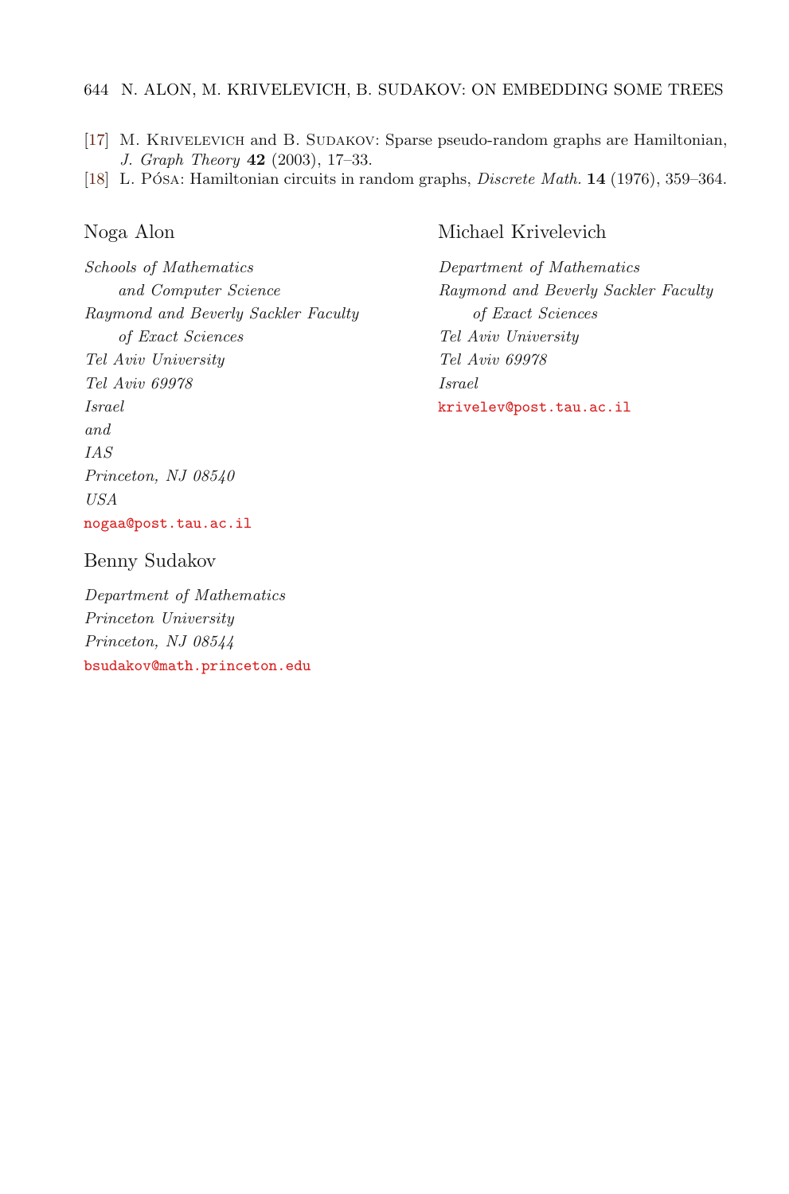[17] M. Krivelevich and B. Sudakov: Sparse pseudo-random graphs are Hamiltonian, *J. Graph Theory* **42** (2003), 17–33.

[18] L. Pósa: Hamiltonian circuits in random graphs, *Discrete Math.* **14** (1976), 359–364.

Noga Alon

*Schools of Mathematics and Computer Science*
*Raymond and Beverly Sackler Faculty of Exact Sciences*
*Tel Aviv University*
*Tel Aviv 69978*
*Israel*
*and*
*IAS*
*Princeton, NJ 08540*
*USA*
nogaa@post.tau.ac.il

Michael Krivelevich

*Department of Mathematics*
*Raymond and Beverly Sackler Faculty of Exact Sciences*
*Tel Aviv University*
*Tel Aviv 69978*
*Israel*
krivelev@post.tau.ac.il

Benny Sudakov

*Department of Mathematics*
*Princeton University*
*Princeton, NJ 08544*
bsudakov@math.princeton.edu